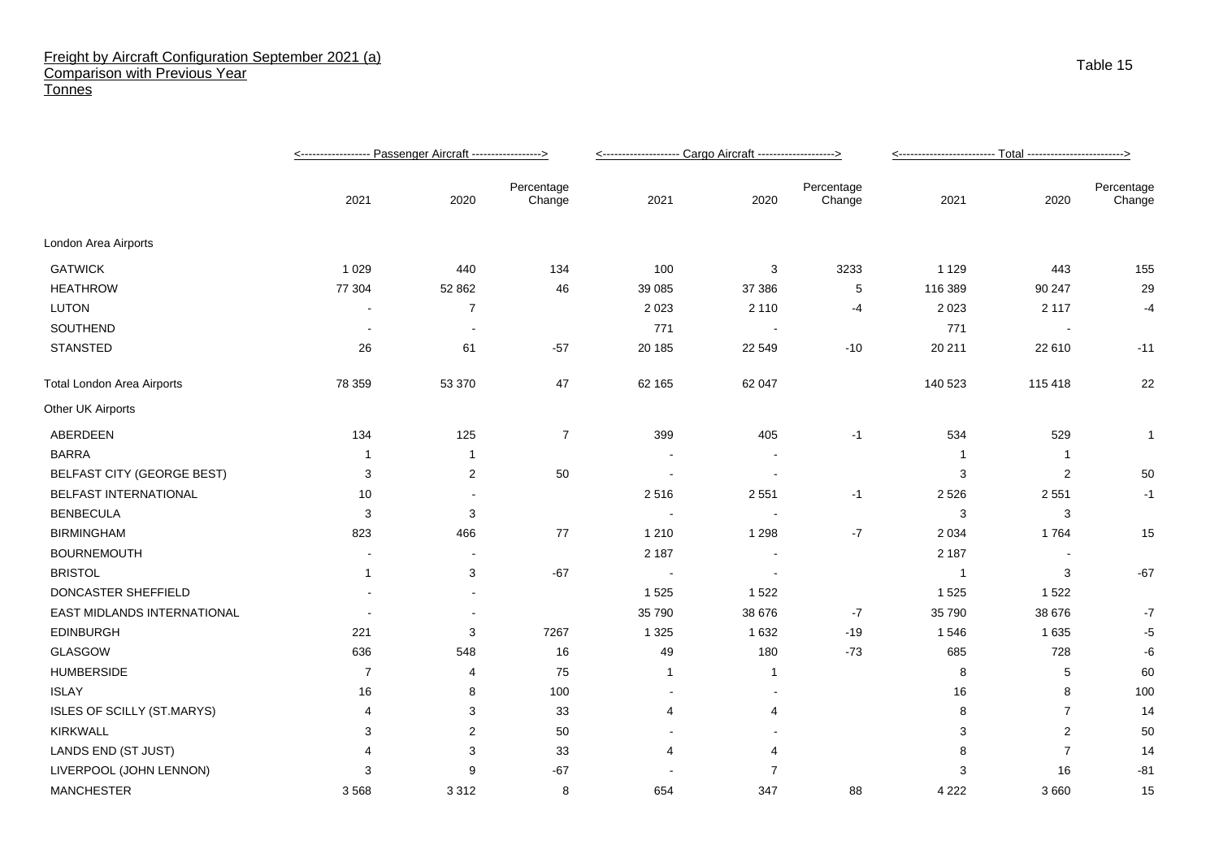## Freight by Aircraft Configuration September 2021 (a)
## Comparison with Previous Year
## Tonnes

Table 15

| | Passenger Aircraft | | | Cargo Aircraft | | | Total | | |
|---|---|---|---|---|---|---|---|---|---|
| | 2021 | 2020 | Percentage Change | 2021 | 2020 | Percentage Change | 2021 | 2020 | Percentage Change |
| London Area Airports | | | | | | | | | |
| GATWICK | 1 029 | 440 | 134 | 100 | 3 | 3233 | 1 129 | 443 | 155 |
| HEATHROW | 77 304 | 52 862 | 46 | 39 085 | 37 386 | 5 | 116 389 | 90 247 | 29 |
| LUTON | - | 7 | | 2 023 | 2 110 | -4 | 2 023 | 2 117 | -4 |
| SOUTHEND | - | - | | 771 | - | | 771 | - | |
| STANSTED | 26 | 61 | -57 | 20 185 | 22 549 | -10 | 20 211 | 22 610 | -11 |
| Total London Area Airports | 78 359 | 53 370 | 47 | 62 165 | 62 047 | | 140 523 | 115 418 | 22 |
| Other UK Airports | | | | | | | | | |
| ABERDEEN | 134 | 125 | 7 | 399 | 405 | -1 | 534 | 529 | 1 |
| BARRA | 1 | 1 | | - | - | | 1 | 1 | |
| BELFAST CITY (GEORGE BEST) | 3 | 2 | 50 | - | - | | 3 | 2 | 50 |
| BELFAST INTERNATIONAL | 10 | - | | 2 516 | 2 551 | -1 | 2 526 | 2 551 | -1 |
| BENBECULA | 3 | 3 | | - | - | | 3 | 3 | |
| BIRMINGHAM | 823 | 466 | 77 | 1 210 | 1 298 | -7 | 2 034 | 1 764 | 15 |
| BOURNEMOUTH | - | - | | 2 187 | - | | 2 187 | - | |
| BRISTOL | 1 | 3 | -67 | - | - | | 1 | 3 | -67 |
| DONCASTER SHEFFIELD | - | - | | 1 525 | 1 522 | | 1 525 | 1 522 | |
| EAST MIDLANDS INTERNATIONAL | - | - | | 35 790 | 38 676 | -7 | 35 790 | 38 676 | -7 |
| EDINBURGH | 221 | 3 | 7267 | 1 325 | 1 632 | -19 | 1 546 | 1 635 | -5 |
| GLASGOW | 636 | 548 | 16 | 49 | 180 | -73 | 685 | 728 | -6 |
| HUMBERSIDE | 7 | 4 | 75 | 1 | 1 | | 8 | 5 | 60 |
| ISLAY | 16 | 8 | 100 | - | - | | 16 | 8 | 100 |
| ISLES OF SCILLY (ST.MARYS) | 4 | 3 | 33 | 4 | 4 | | 8 | 7 | 14 |
| KIRKWALL | 3 | 2 | 50 | - | - | | 3 | 2 | 50 |
| LANDS END (ST JUST) | 4 | 3 | 33 | 4 | 4 | | 8 | 7 | 14 |
| LIVERPOOL (JOHN LENNON) | 3 | 9 | -67 | - | 7 | | 3 | 16 | -81 |
| MANCHESTER | 3 568 | 3 312 | 8 | 654 | 347 | 88 | 4 222 | 3 660 | 15 |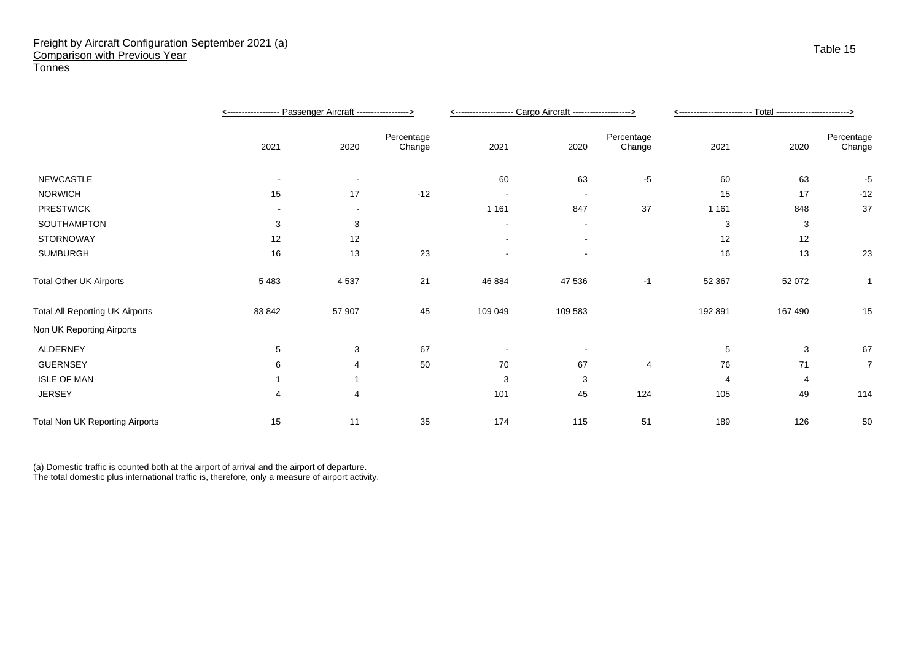## Freight by Aircraft Configuration September 2021 (a)
## Comparison with Previous Year
## Tonnes

Table 15

| | Passenger Aircraft | | | Cargo Aircraft | | | Total | | |
|---|---|---|---|---|---|---|---|---|---|
| | 2021 | 2020 | Percentage Change | 2021 | 2020 | Percentage Change | 2021 | 2020 | Percentage Change |
| NEWCASTLE | - | - | | 60 | 63 | -5 | 60 | 63 | -5 |
| NORWICH | 15 | 17 | -12 | - | - | | 15 | 17 | -12 |
| PRESTWICK | - | - | | 1 161 | 847 | 37 | 1 161 | 848 | 37 |
| SOUTHAMPTON | 3 | 3 | | - | - | | 3 | 3 | |
| STORNOWAY | 12 | 12 | | - | - | | 12 | 12 | |
| SUMBURGH | 16 | 13 | 23 | - | - | | 16 | 13 | 23 |
| Total Other UK Airports | 5 483 | 4 537 | 21 | 46 884 | 47 536 | -1 | 52 367 | 52 072 | 1 |
| Total All Reporting UK Airports | 83 842 | 57 907 | 45 | 109 049 | 109 583 | | 192 891 | 167 490 | 15 |
| Non UK Reporting Airports | | | | | | | | | |
| ALDERNEY | 5 | 3 | 67 | - | - | | 5 | 3 | 67 |
| GUERNSEY | 6 | 4 | 50 | 70 | 67 | 4 | 76 | 71 | 7 |
| ISLE OF MAN | 1 | 1 | | 3 | 3 | | 4 | 4 | |
| JERSEY | 4 | 4 | | 101 | 45 | 124 | 105 | 49 | 114 |
| Total Non UK Reporting Airports | 15 | 11 | 35 | 174 | 115 | 51 | 189 | 126 | 50 |

(a) Domestic traffic is counted both at the airport of arrival and the airport of departure.
The total domestic plus international traffic is, therefore, only a measure of airport activity.